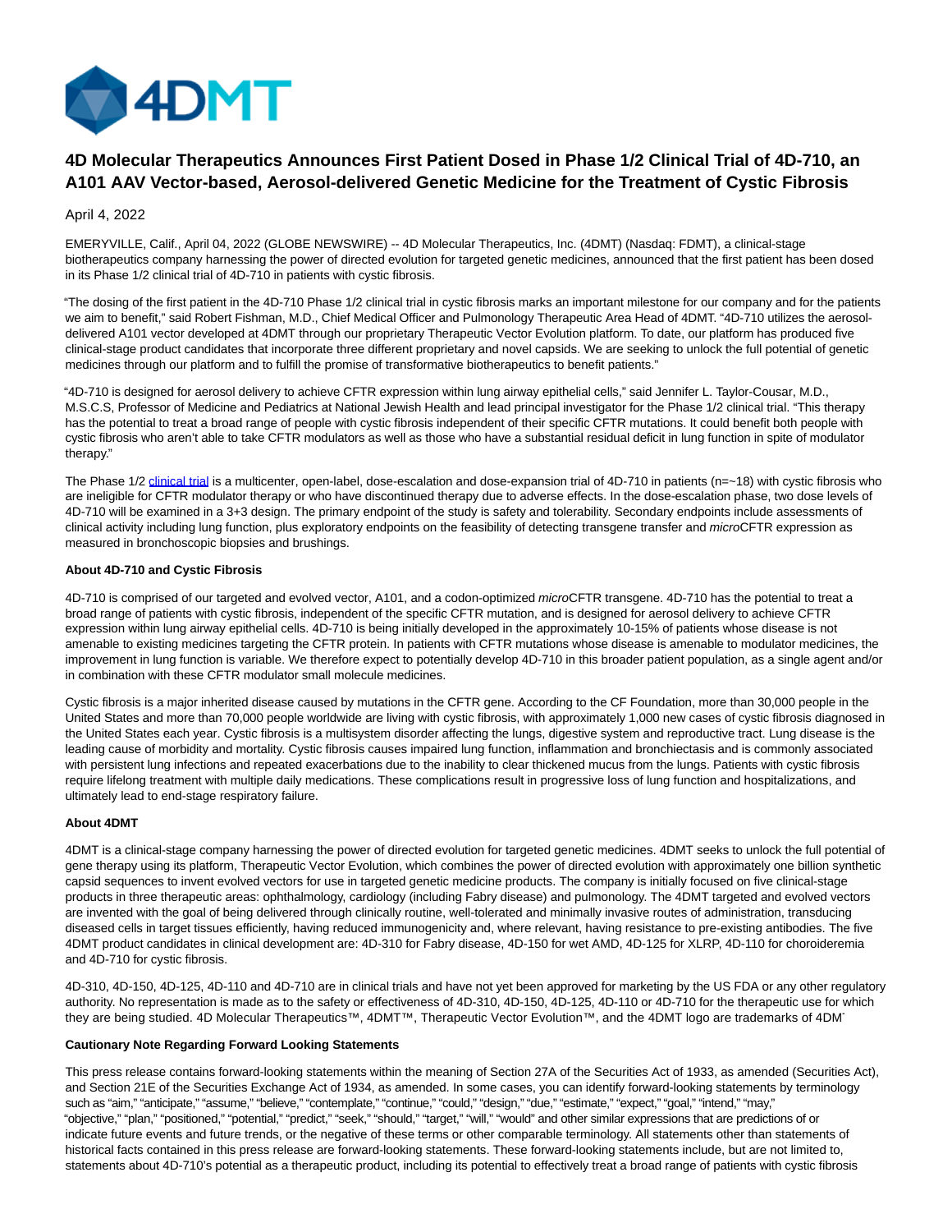# 4D Molecular Therapeutics Announces First Patient Dosed in Phase 1/2 Clinical Trial of 4D-710, an A101 AAV Vector-based, Aerosol-delivered Genetic Medicine for the Treatment of Cystic Fibrosis

April 4, 2022

EMERYVILLE, Calif., April 04, 2022 (GLOBE NEWSWIRE) -- 4D Molecular Therapeutics, Inc. (4DMT) (Nasdaq: FDMT), a clinical-stage biotherapeutics company harnessing the power of directed evolution for targeted genetic medicines, announced that the first patient has been dosed in its Phase 1/2 clinical trial of 4D-710 in patients with cystic fibrosis.

"The dosing of the first patient in the 4D-710 Phase 1/2 clinical trial in cystic fibrosis marks an important milestone for our company and for the patients we aim to benefit," said Robert Fishman, M.D., Chief Medical Officer and Pulmonology Therapeutic Area Head of 4DMT. "4D-710 utilizes the aerosol-delivered A101 vector developed at 4DMT through our proprietary Therapeutic Vector Evolution platform. To date, our platform has produced five clinical-stage product candidates that incorporate three different proprietary and novel capsids. We are seeking to unlock the full potential of genetic medicines through our platform and to fulfill the promise of transformative biotherapeutics to benefit patients."

"4D-710 is designed for aerosol delivery to achieve CFTR expression within lung airway epithelial cells," said Jennifer L. Taylor-Cousar, M.D., M.S.C.S, Professor of Medicine and Pediatrics at National Jewish Health and lead principal investigator for the Phase 1/2 clinical trial. "This therapy has the potential to treat a broad range of people with cystic fibrosis independent of their specific CFTR mutations. It could benefit both people with cystic fibrosis who aren't able to take CFTR modulators as well as those who have a substantial residual deficit in lung function in spite of modulator therapy."

The Phase 1/2 clinical trial is a multicenter, open-label, dose-escalation and dose-expansion trial of 4D-710 in patients (n=~18) with cystic fibrosis who are ineligible for CFTR modulator therapy or who have discontinued therapy due to adverse effects. In the dose-escalation phase, two dose levels of 4D-710 will be examined in a 3+3 design. The primary endpoint of the study is safety and tolerability. Secondary endpoints include assessments of clinical activity including lung function, plus exploratory endpoints on the feasibility of detecting transgene transfer and *micro*CFTR expression as measured in bronchoscopic biopsies and brushings.

**About 4D-710 and Cystic Fibrosis**

4D-710 is comprised of our targeted and evolved vector, A101, and a codon-optimized *micro*CFTR transgene. 4D-710 has the potential to treat a broad range of patients with cystic fibrosis, independent of the specific CFTR mutation, and is designed for aerosol delivery to achieve CFTR expression within lung airway epithelial cells. 4D-710 is being initially developed in the approximately 10-15% of patients whose disease is not amenable to existing medicines targeting the CFTR protein. In patients with CFTR mutations whose disease is amenable to modulator medicines, the improvement in lung function is variable. We therefore expect to potentially develop 4D-710 in this broader patient population, as a single agent and/or in combination with these CFTR modulator small molecule medicines.

Cystic fibrosis is a major inherited disease caused by mutations in the CFTR gene. According to the CF Foundation, more than 30,000 people in the United States and more than 70,000 people worldwide are living with cystic fibrosis, with approximately 1,000 new cases of cystic fibrosis diagnosed in the United States each year. Cystic fibrosis is a multisystem disorder affecting the lungs, digestive system and reproductive tract. Lung disease is the leading cause of morbidity and mortality. Cystic fibrosis causes impaired lung function, inflammation and bronchiectasis and is commonly associated with persistent lung infections and repeated exacerbations due to the inability to clear thickened mucus from the lungs. Patients with cystic fibrosis require lifelong treatment with multiple daily medications. These complications result in progressive loss of lung function and hospitalizations, and ultimately lead to end-stage respiratory failure.

**About 4DMT**

4DMT is a clinical-stage company harnessing the power of directed evolution for targeted genetic medicines. 4DMT seeks to unlock the full potential of gene therapy using its platform, Therapeutic Vector Evolution, which combines the power of directed evolution with approximately one billion synthetic capsid sequences to invent evolved vectors for use in targeted genetic medicine products. The company is initially focused on five clinical-stage products in three therapeutic areas: ophthalmology, cardiology (including Fabry disease) and pulmonology. The 4DMT targeted and evolved vectors are invented with the goal of being delivered through clinically routine, well-tolerated and minimally invasive routes of administration, transducing diseased cells in target tissues efficiently, having reduced immunogenicity and, where relevant, having resistance to pre-existing antibodies. The five 4DMT product candidates in clinical development are: 4D-310 for Fabry disease, 4D-150 for wet AMD, 4D-125 for XLRP, 4D-110 for choroideremia and 4D-710 for cystic fibrosis.

4D-310, 4D-150, 4D-125, 4D-110 and 4D-710 are in clinical trials and have not yet been approved for marketing by the US FDA or any other regulatory authority. No representation is made as to the safety or effectiveness of 4D-310, 4D-150, 4D-125, 4D-110 or 4D-710 for the therapeutic use for which they are being studied. 4D Molecular Therapeutics™, 4DMT™, Therapeutic Vector Evolution™, and the 4DMT logo are trademarks of 4DMT.

**Cautionary Note Regarding Forward Looking Statements**

This press release contains forward-looking statements within the meaning of Section 27A of the Securities Act of 1933, as amended (Securities Act), and Section 21E of the Securities Exchange Act of 1934, as amended. In some cases, you can identify forward-looking statements by terminology such as "aim," "anticipate," "assume," "believe," "contemplate," "continue," "could," "design," "due," "estimate," "expect," "goal," "intend," "may," "objective," "plan," "positioned," "potential," "predict," "seek," "should," "target," "will," "would" and other similar expressions that are predictions of or indicate future events and future trends, or the negative of these terms or other comparable terminology. All statements other than statements of historical facts contained in this press release are forward-looking statements. These forward-looking statements include, but are not limited to, statements about 4D-710's potential as a therapeutic product, including its potential to effectively treat a broad range of patients with cystic fibrosis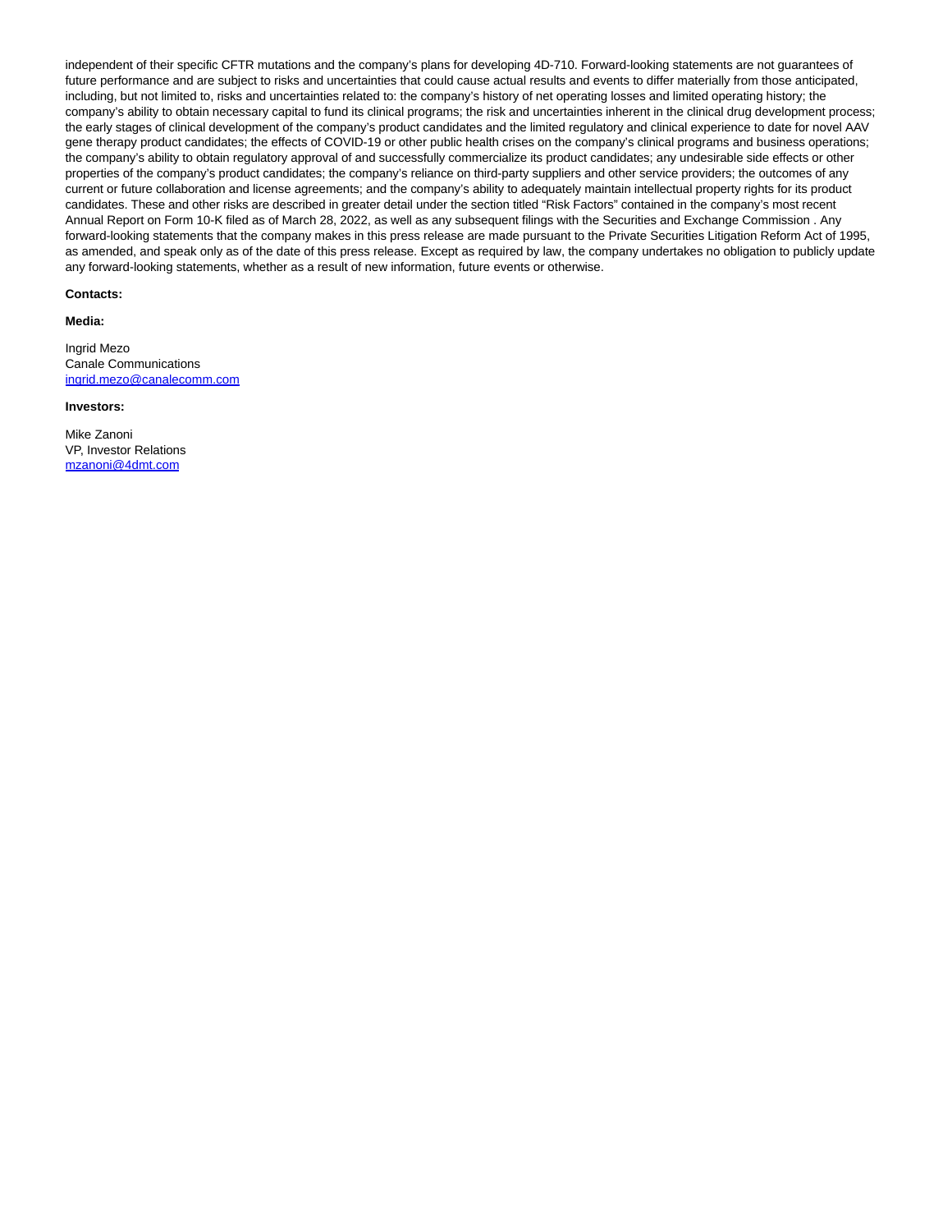independent of their specific CFTR mutations and the company's plans for developing 4D-710. Forward-looking statements are not guarantees of future performance and are subject to risks and uncertainties that could cause actual results and events to differ materially from those anticipated, including, but not limited to, risks and uncertainties related to: the company's history of net operating losses and limited operating history; the company's ability to obtain necessary capital to fund its clinical programs; the risk and uncertainties inherent in the clinical drug development process; the early stages of clinical development of the company's product candidates and the limited regulatory and clinical experience to date for novel AAV gene therapy product candidates; the effects of COVID-19 or other public health crises on the company's clinical programs and business operations; the company's ability to obtain regulatory approval of and successfully commercialize its product candidates; any undesirable side effects or other properties of the company's product candidates; the company's reliance on third-party suppliers and other service providers; the outcomes of any current or future collaboration and license agreements; and the company's ability to adequately maintain intellectual property rights for its product candidates. These and other risks are described in greater detail under the section titled "Risk Factors" contained in the company's most recent Annual Report on Form 10-K filed as of March 28, 2022, as well as any subsequent filings with the Securities and Exchange Commission . Any forward-looking statements that the company makes in this press release are made pursuant to the Private Securities Litigation Reform Act of 1995, as amended, and speak only as of the date of this press release. Except as required by law, the company undertakes no obligation to publicly update any forward-looking statements, whether as a result of new information, future events or otherwise.

**Contacts:**

**Media:**

Ingrid Mezo
Canale Communications
ingrid.mezo@canalecomm.com

**Investors:**

Mike Zanoni
VP, Investor Relations
mzanoni@4dmt.com